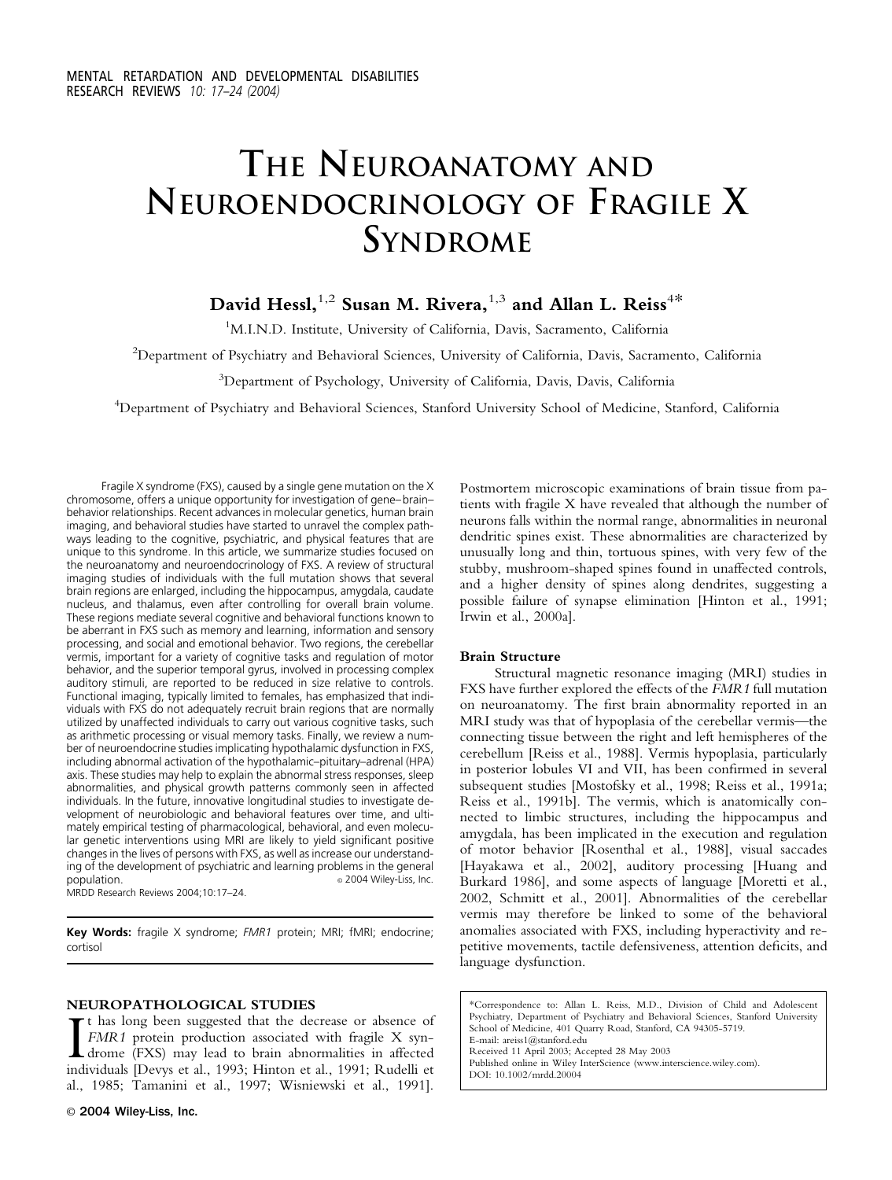# The Neuroanatomy and Neuroendocrinology of Fragile X Syndrome

**David Hessl,[1,2] Susan M. Rivera,[1,3] and Allan L. Reiss[4*]**

[1]M.I.N.D. Institute, University of California, Davis, Sacramento, California

[2]Department of Psychiatry and Behavioral Sciences, University of California, Davis, Sacramento, California

[3]Department of Psychology, University of California, Davis, Davis, California

[4]Department of Psychiatry and Behavioral Sciences, Stanford University School of Medicine, Stanford, California

Fragile X syndrome (FXS), caused by a single gene mutation on the X chromosome, offers a unique opportunity for investigation of gene–brain–behavior relationships. Recent advances in molecular genetics, human brain imaging, and behavioral studies have started to unravel the complex pathways leading to the cognitive, psychiatric, and physical features that are unique to this syndrome. In this article, we summarize studies focused on the neuroanatomy and neuroendocrinology of FXS. A review of structural imaging studies of individuals with the full mutation shows that several brain regions are enlarged, including the hippocampus, amygdala, caudate nucleus, and thalamus, even after controlling for overall brain volume. These regions mediate several cognitive and behavioral functions known to be aberrant in FXS such as memory and learning, information and sensory processing, and social and emotional behavior. Two regions, the cerebellar vermis, important for a variety of cognitive tasks and regulation of motor behavior, and the superior temporal gyrus, involved in processing complex auditory stimuli, are reported to be reduced in size relative to controls. Functional imaging, typically limited to females, has emphasized that individuals with FXS do not adequately recruit brain regions that are normally utilized by unaffected individuals to carry out various cognitive tasks, such as arithmetic processing or visual memory tasks. Finally, we review a number of neuroendocrine studies implicating hypothalamic dysfunction in FXS, including abnormal activation of the hypothalamic–pituitary–adrenal (HPA) axis. These studies may help to explain the abnormal stress responses, sleep abnormalities, and physical growth patterns commonly seen in affected individuals. In the future, innovative longitudinal studies to investigate development of neurobiologic and behavioral features over time, and ultimately empirical testing of pharmacological, behavioral, and even molecular genetic interventions using MRI are likely to yield significant positive changes in the lives of persons with FXS, as well as increase our understanding of the development of psychiatric and learning problems in the general population. © 2004 Wiley-Liss, Inc.
MRDD Research Reviews 2004;10:17–24.

**Key Words:** fragile X syndrome; *FMR1* protein; MRI; fMRI; endocrine; cortisol

## NEUROPATHOLOGICAL STUDIES

It has long been suggested that the decrease or absence of *FMR1* protein production associated with fragile X syndrome (FXS) may lead to brain abnormalities in affected individuals [Devys et al., 1993; Hinton et al., 1991; Rudelli et al., 1985; Tamanini et al., 1997; Wisniewski et al., 1991]. Postmortem microscopic examinations of brain tissue from patients with fragile X have revealed that although the number of neurons falls within the normal range, abnormalities in neuronal dendritic spines exist. These abnormalities are characterized by unusually long and thin, tortuous spines, with very few of the stubby, mushroom-shaped spines found in unaffected controls, and a higher density of spines along dendrites, suggesting a possible failure of synapse elimination [Hinton et al., 1991; Irwin et al., 2000a].

### Brain Structure

Structural magnetic resonance imaging (MRI) studies in FXS have further explored the effects of the *FMR1* full mutation on neuroanatomy. The first brain abnormality reported in an MRI study was that of hypoplasia of the cerebellar vermis—the connecting tissue between the right and left hemispheres of the cerebellum [Reiss et al., 1988]. Vermis hypoplasia, particularly in posterior lobules VI and VII, has been confirmed in several subsequent studies [Mostofsky et al., 1998; Reiss et al., 1991a; Reiss et al., 1991b]. The vermis, which is anatomically connected to limbic structures, including the hippocampus and amygdala, has been implicated in the execution and regulation of motor behavior [Rosenthal et al., 1988], visual saccades [Hayakawa et al., 2002], auditory processing [Huang and Burkard 1986], and some aspects of language [Moretti et al., 2002, Schmitt et al., 2001]. Abnormalities of the cerebellar vermis may therefore be linked to some of the behavioral anomalies associated with FXS, including hyperactivity and repetitive movements, tactile defensiveness, attention deficits, and language dysfunction.

*Correspondence to: Allan L. Reiss, M.D., Division of Child and Adolescent Psychiatry, Department of Psychiatry and Behavioral Sciences, Stanford University School of Medicine, 401 Quarry Road, Stanford, CA 94305-5719.
E-mail: areiss1@stanford.edu
Received 11 April 2003; Accepted 28 May 2003
Published online in Wiley InterScience (www.interscience.wiley.com).
DOI: 10.1002/mrdd.20004

© 2004 Wiley-Liss, Inc.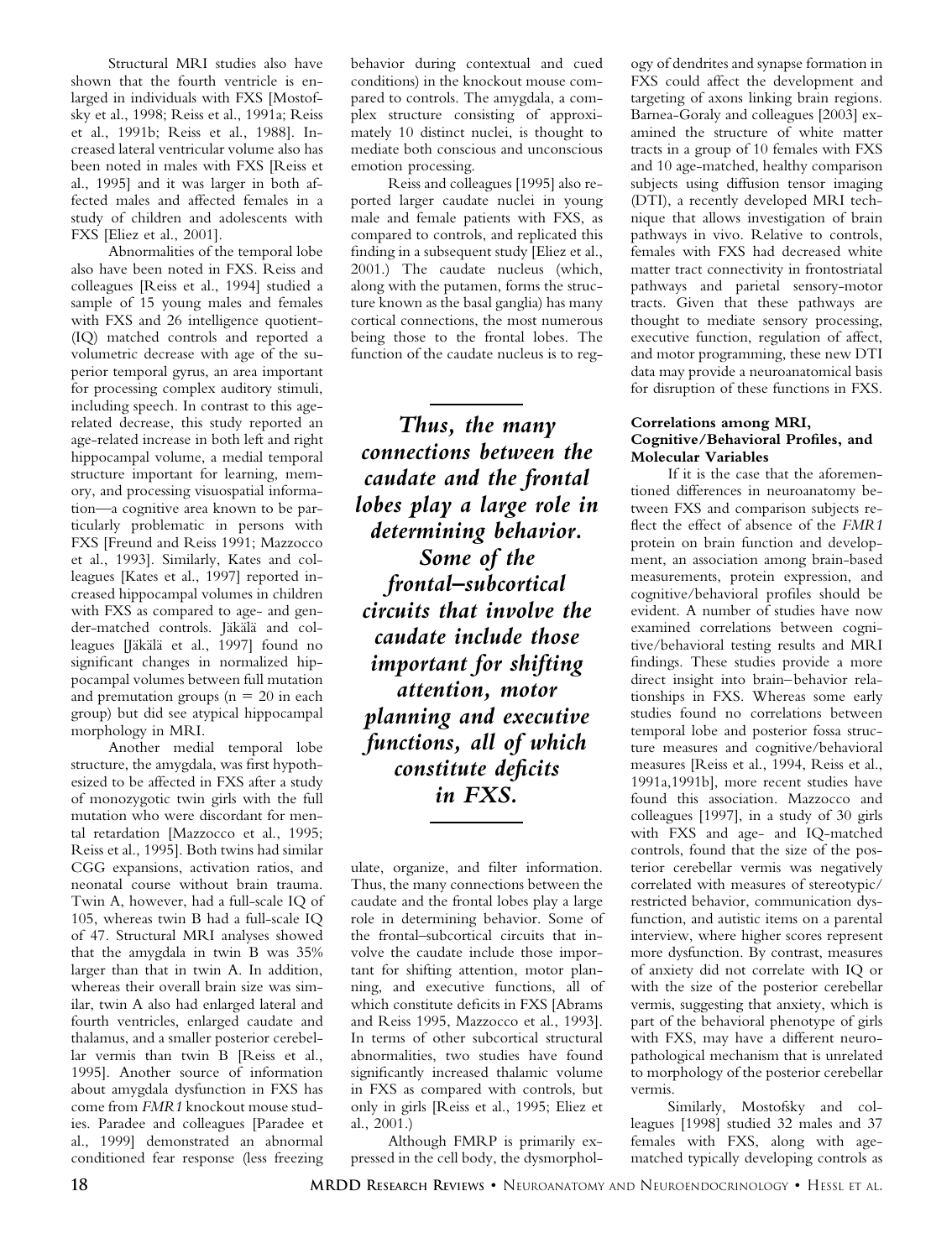Structural MRI studies also have shown that the fourth ventricle is enlarged in individuals with FXS [Mostofsky et al., 1998; Reiss et al., 1991a; Reiss et al., 1991b; Reiss et al., 1988]. Increased lateral ventricular volume also has been noted in males with FXS [Reiss et al., 1995] and it was larger in both affected males and affected females in a study of children and adolescents with FXS [Eliez et al., 2001].

Abnormalities of the temporal lobe also have been noted in FXS. Reiss and colleagues [Reiss et al., 1994] studied a sample of 15 young males and females with FXS and 26 intelligence quotient- (IQ) matched controls and reported a volumetric decrease with age of the superior temporal gyrus, an area important for processing complex auditory stimuli, including speech. In contrast to this age-related decrease, this study reported an age-related increase in both left and right hippocampal volume, a medial temporal structure important for learning, memory, and processing visuospatial information—a cognitive area known to be particularly problematic in persons with FXS [Freund and Reiss 1991; Mazzocco et al., 1993]. Similarly, Kates and colleagues [Kates et al., 1997] reported increased hippocampal volumes in children with FXS as compared to age- and gender-matched controls. Jäkälä and colleagues [Jäkälä et al., 1997] found no significant changes in normalized hippocampal volumes between full mutation and premutation groups ($n = 20$ in each group) but did see atypical hippocampal morphology in MRI.

Another medial temporal lobe structure, the amygdala, was first hypothesized to be affected in FXS after a study of monozygotic twin girls with the full mutation who were discordant for mental retardation [Mazzocco et al., 1995; Reiss et al., 1995]. Both twins had similar CGG expansions, activation ratios, and neonatal course without brain trauma. Twin A, however, had a full-scale IQ of 105, whereas twin B had a full-scale IQ of 47. Structural MRI analyses showed that the amygdala in twin B was 35% larger than that in twin A. In addition, whereas their overall brain size was similar, twin A also had enlarged lateral and fourth ventricles, enlarged caudate and thalamus, and a smaller posterior cerebellar vermis than twin B [Reiss et al., 1995]. Another source of information about amygdala dysfunction in FXS has come from *FMR1* knockout mouse studies. Paradee and colleagues [Paradee et al., 1999] demonstrated an abnormal conditioned fear response (less freezing behavior during contextual and cued conditions) in the knockout mouse compared to controls. The amygdala, a complex structure consisting of approximately 10 distinct nuclei, is thought to mediate both conscious and unconscious emotion processing.

Reiss and colleagues [1995] also reported larger caudate nuclei in young male and female patients with FXS, as compared to controls, and replicated this finding in a subsequent study [Eliez et al., 2001.) The caudate nucleus (which, along with the putamen, forms the structure known as the basal ganglia) has many cortical connections, the most numerous being those to the frontal lobes. The function of the caudate nucleus is to regulate, organize, and filter information. Thus, the many connections between the caudate and the frontal lobes play a large role in determining behavior. Some of the frontal–subcortical circuits that involve the caudate include those important for shifting attention, motor planning, and executive functions, all of which constitute deficits in FXS [Abrams and Reiss 1995, Mazzocco et al., 1993]. In terms of other subcortical structural abnormalities, two studies have found significantly increased thalamic volume in FXS as compared with controls, but only in girls [Reiss et al., 1995; Eliez et al., 2001.)

> ***Thus, the many connections between the caudate and the frontal lobes play a large role in determining behavior. Some of the frontal–subcortical circuits that involve the caudate include those important for shifting attention, motor planning and executive functions, all of which constitute deficits in FXS.***

Although FMRP is primarily expressed in the cell body, the dysmorphology of dendrites and synapse formation in FXS could affect the development and targeting of axons linking brain regions. Barnea-Goraly and colleagues [2003] examined the structure of white matter tracts in a group of 10 females with FXS and 10 age-matched, healthy comparison subjects using diffusion tensor imaging (DTI), a recently developed MRI technique that allows investigation of brain pathways in vivo. Relative to controls, females with FXS had decreased white matter tract connectivity in frontostriatal pathways and parietal sensory-motor tracts. Given that these pathways are thought to mediate sensory processing, executive function, regulation of affect, and motor programming, these new DTI data may provide a neuroanatomical basis for disruption of these functions in FXS.

### Correlations among MRI, Cognitive/Behavioral Profiles, and Molecular Variables

If it is the case that the aforementioned differences in neuroanatomy between FXS and comparison subjects reflect the effect of absence of the *FMR1* protein on brain function and development, an association among brain-based measurements, protein expression, and cognitive/behavioral profiles should be evident. A number of studies have now examined correlations between cognitive/behavioral testing results and MRI findings. These studies provide a more direct insight into brain–behavior relationships in FXS. Whereas some early studies found no correlations between temporal lobe and posterior fossa structure measures and cognitive/behavioral measures [Reiss et al., 1994, Reiss et al., 1991a,1991b], more recent studies have found this association. Mazzocco and colleagues [1997], in a study of 30 girls with FXS and age- and IQ-matched controls, found that the size of the posterior cerebellar vermis was negatively correlated with measures of stereotypic/restricted behavior, communication dysfunction, and autistic items on a parental interview, where higher scores represent more dysfunction. By contrast, measures of anxiety did not correlate with IQ or with the size of the posterior cerebellar vermis, suggesting that anxiety, which is part of the behavioral phenotype of girls with FXS, may have a different neuropathological mechanism that is unrelated to morphology of the posterior cerebellar vermis.

Similarly, Mostofsky and colleagues [1998] studied 32 males and 37 females with FXS, along with age-matched typically developing controls as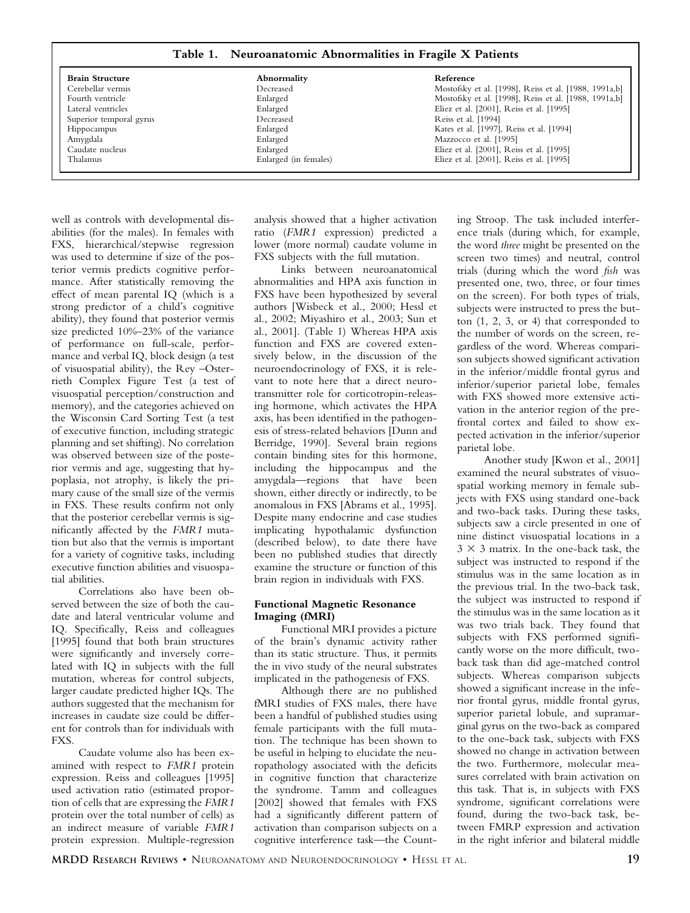**Table 1. Neuroanatomic Abnormalities in Fragile X Patients**

| Brain Structure | Abnormality | Reference |
|---|---|---|
| Cerebellar vermis | Decreased | Mostofsky et al. [1998], Reiss et al. [1988, 1991a,b] |
| Fourth ventricle | Enlarged | Mostofsky et al. [1998], Reiss et al. [1988, 1991a,b] |
| Lateral ventricles | Enlarged | Eliez et al. [2001], Reiss et al. [1995] |
| Superior temporal gyrus | Decreased | Reiss et al. [1994] |
| Hippocampus | Enlarged | Kates et al. [1997], Reiss et al. [1994] |
| Amygdala | Enlarged | Mazzocco et al. [1995] |
| Caudate nucleus | Enlarged | Eliez et al. [2001], Reiss et al. [1995] |
| Thalamus | Enlarged (in females) | Eliez et al. [2001], Reiss et al. [1995] |

well as controls with developmental disabilities (for the males). In females with FXS, hierarchical/stepwise regression was used to determine if size of the posterior vermis predicts cognitive performance. After statistically removing the effect of mean parental IQ (which is a strong predictor of a child's cognitive ability), they found that posterior vermis size predicted 10%–23% of the variance of performance on full-scale, performance and verbal IQ, block design (a test of visuospatial ability), the Rey –Osterrieth Complex Figure Test (a test of visuospatial perception/construction and memory), and the categories achieved on the Wisconsin Card Sorting Test (a test of executive function, including strategic planning and set shifting). No correlation was observed between size of the posterior vermis and age, suggesting that hypoplasia, not atrophy, is likely the primary cause of the small size of the vermis in FXS. These results confirm not only that the posterior cerebellar vermis is significantly affected by the *FMR1* mutation but also that the vermis is important for a variety of cognitive tasks, including executive function abilities and visuospatial abilities.

Correlations also have been observed between the size of both the caudate and lateral ventricular volume and IQ. Specifically, Reiss and colleagues [1995] found that both brain structures were significantly and inversely correlated with IQ in subjects with the full mutation, whereas for control subjects, larger caudate predicted higher IQs. The authors suggested that the mechanism for increases in caudate size could be different for controls than for individuals with FXS.

Caudate volume also has been examined with respect to *FMR1* protein expression. Reiss and colleagues [1995] used activation ratio (estimated proportion of cells that are expressing the *FMR1* protein over the total number of cells) as an indirect measure of variable *FMR1* protein expression. Multiple-regression analysis showed that a higher activation ratio (*FMR1* expression) predicted a lower (more normal) caudate volume in FXS subjects with the full mutation.

Links between neuroanatomical abnormalities and HPA axis function in FXS have been hypothesized by several authors [Wisbeck et al., 2000; Hessl et al., 2002; Miyashiro et al., 2003; Sun et al., 2001]. (Table 1) Whereas HPA axis function and FXS are covered extensively below, in the discussion of the neuroendocrinology of FXS, it is relevant to note here that a direct neurotransmitter role for corticotropin-releasing hormone, which activates the HPA axis, has been identified in the pathogenesis of stress-related behaviors [Dunn and Berridge, 1990]. Several brain regions contain binding sites for this hormone, including the hippocampus and the amygdala—regions that have been shown, either directly or indirectly, to be anomalous in FXS [Abrams et al., 1995]. Despite many endocrine and case studies implicating hypothalamic dysfunction (described below), to date there have been no published studies that directly examine the structure or function of this brain region in individuals with FXS.

### Functional Magnetic Resonance Imaging (fMRI)

Functional MRI provides a picture of the brain's dynamic activity rather than its static structure. Thus, it permits the in vivo study of the neural substrates implicated in the pathogenesis of FXS.

Although there are no published fMRI studies of FXS males, there have been a handful of published studies using female participants with the full mutation. The technique has been shown to be useful in helping to elucidate the neuropathology associated with the deficits in cognitive function that characterize the syndrome. Tamm and colleagues [2002] showed that females with FXS had a significantly different pattern of activation than comparison subjects on a cognitive interference task—the Counting Stroop. The task included interference trials (during which, for example, the word *three* might be presented on the screen two times) and neutral, control trials (during which the word *fish* was presented one, two, three, or four times on the screen). For both types of trials, subjects were instructed to press the button (1, 2, 3, or 4) that corresponded to the number of words on the screen, regardless of the word. Whereas comparison subjects showed significant activation in the inferior/middle frontal gyrus and inferior/superior parietal lobe, females with FXS showed more extensive activation in the anterior region of the prefrontal cortex and failed to show expected activation in the inferior/superior parietal lobe.

Another study [Kwon et al., 2001] examined the neural substrates of visuospatial working memory in female subjects with FXS using standard one-back and two-back tasks. During these tasks, subjects saw a circle presented in one of nine distinct visuospatial locations in a $3 \times 3$ matrix. In the one-back task, the subject was instructed to respond if the stimulus was in the same location as in the previous trial. In the two-back task, the subject was instructed to respond if the stimulus was in the same location as it was two trials back. They found that subjects with FXS performed significantly worse on the more difficult, two-back task than did age-matched control subjects. Whereas comparison subjects showed a significant increase in the inferior frontal gyrus, middle frontal gyrus, superior parietal lobule, and supramarginal gyrus on the two-back as compared to the one-back task, subjects with FXS showed no change in activation between the two. Furthermore, molecular measures correlated with brain activation on this task. That is, in subjects with FXS syndrome, significant correlations were found, during the two-back task, between FMRP expression and activation in the right inferior and bilateral middle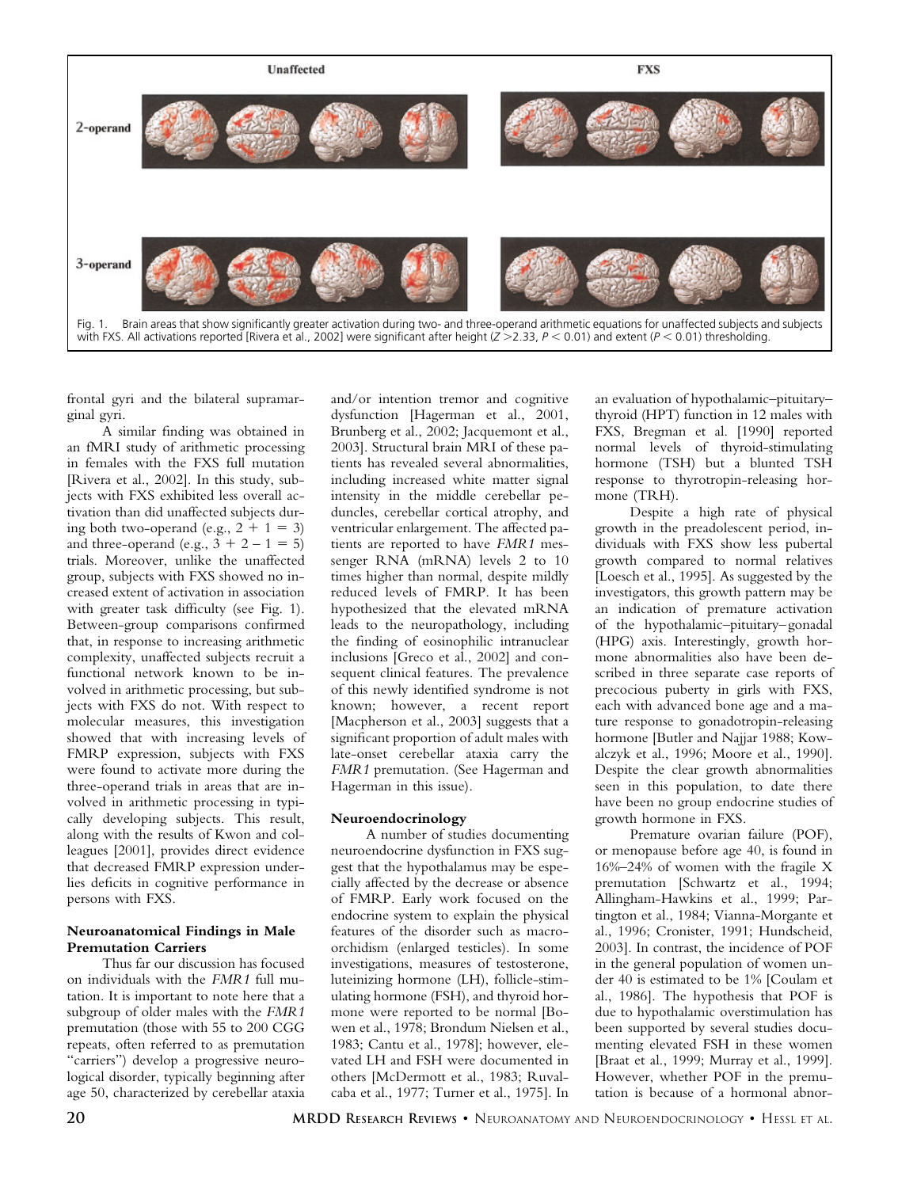Fig. 1. Brain areas that show significantly greater activation during two- and three-operand arithmetic equations for unaffected subjects and subjects with FXS. All activations reported [Rivera et al., 2002] were significant after height ($Z > 2.33$, $P < 0.01$) and extent ($P < 0.01$) thresholding.

frontal gyri and the bilateral supramarginal gyri.

A similar finding was obtained in an fMRI study of arithmetic processing in females with the FXS full mutation [Rivera et al., 2002]. In this study, subjects with FXS exhibited less overall activation than did unaffected subjects during both two-operand (e.g., $2 + 1 = 3$) and three-operand (e.g., $3 + 2 - 1 = 5$) trials. Moreover, unlike the unaffected group, subjects with FXS showed no increased extent of activation in association with greater task difficulty (see Fig. 1). Between-group comparisons confirmed that, in response to increasing arithmetic complexity, unaffected subjects recruit a functional network known to be involved in arithmetic processing, but subjects with FXS do not. With respect to molecular measures, this investigation showed that with increasing levels of FMRP expression, subjects with FXS were found to activate more during the three-operand trials in areas that are involved in arithmetic processing in typically developing subjects. This result, along with the results of Kwon and colleagues [2001], provides direct evidence that decreased FMRP expression underlies deficits in cognitive performance in persons with FXS.

### Neuroanatomical Findings in Male Premutation Carriers

Thus far our discussion has focused on individuals with the *FMR1* full mutation. It is important to note here that a subgroup of older males with the *FMR1* premutation (those with 55 to 200 CGG repeats, often referred to as premutation "carriers") develop a progressive neurological disorder, typically beginning after age 50, characterized by cerebellar ataxia and/or intention tremor and cognitive dysfunction [Hagerman et al., 2001, Brunberg et al., 2002; Jacquemont et al., 2003]. Structural brain MRI of these patients has revealed several abnormalities, including increased white matter signal intensity in the middle cerebellar peduncles, cerebellar cortical atrophy, and ventricular enlargement. The affected patients are reported to have *FMR1* messenger RNA (mRNA) levels 2 to 10 times higher than normal, despite mildly reduced levels of FMRP. It has been hypothesized that the elevated mRNA leads to the neuropathology, including the finding of eosinophilic intranuclear inclusions [Greco et al., 2002] and consequent clinical features. The prevalence of this newly identified syndrome is not known; however, a recent report [Macpherson et al., 2003] suggests that a significant proportion of adult males with late-onset cerebellar ataxia carry the *FMR1* premutation. (See Hagerman and Hagerman in this issue).

### Neuroendocrinology

A number of studies documenting neuroendocrine dysfunction in FXS suggest that the hypothalamus may be especially affected by the decrease or absence of FMRP. Early work focused on the endocrine system to explain the physical features of the disorder such as macroorchidism (enlarged testicles). In some investigations, measures of testosterone, luteinizing hormone (LH), follicle-stimulating hormone (FSH), and thyroid hormone were reported to be normal [Bowen et al., 1978; Brondum Nielsen et al., 1983; Cantu et al., 1978]; however, elevated LH and FSH were documented in others [McDermott et al., 1983; Ruvalcaba et al., 1977; Turner et al., 1975]. In an evaluation of hypothalamic–pituitary–thyroid (HPT) function in 12 males with FXS, Bregman et al. [1990] reported normal levels of thyroid-stimulating hormone (TSH) but a blunted TSH response to thyrotropin-releasing hormone (TRH).

Despite a high rate of physical growth in the preadolescent period, individuals with FXS show less pubertal growth compared to normal relatives [Loesch et al., 1995]. As suggested by the investigators, this growth pattern may be an indication of premature activation of the hypothalamic–pituitary–gonadal (HPG) axis. Interestingly, growth hormone abnormalities also have been described in three separate case reports of precocious puberty in girls with FXS, each with advanced bone age and a mature response to gonadotropin-releasing hormone [Butler and Najjar 1988; Kowalczyk et al., 1996; Moore et al., 1990]. Despite the clear growth abnormalities seen in this population, to date there have been no group endocrine studies of growth hormone in FXS.

Premature ovarian failure (POF), or menopause before age 40, is found in 16%–24% of women with the fragile X premutation [Schwartz et al., 1994; Allingham-Hawkins et al., 1999; Partington et al., 1984; Vianna-Morgante et al., 1996; Cronister, 1991; Hundscheid, 2003]. In contrast, the incidence of POF in the general population of women under 40 is estimated to be 1% [Coulam et al., 1986]. The hypothesis that POF is due to hypothalamic overstimulation has been supported by several studies documenting elevated FSH in these women [Braat et al., 1999; Murray et al., 1999]. However, whether POF in the premutation is because of a hormonal abnor-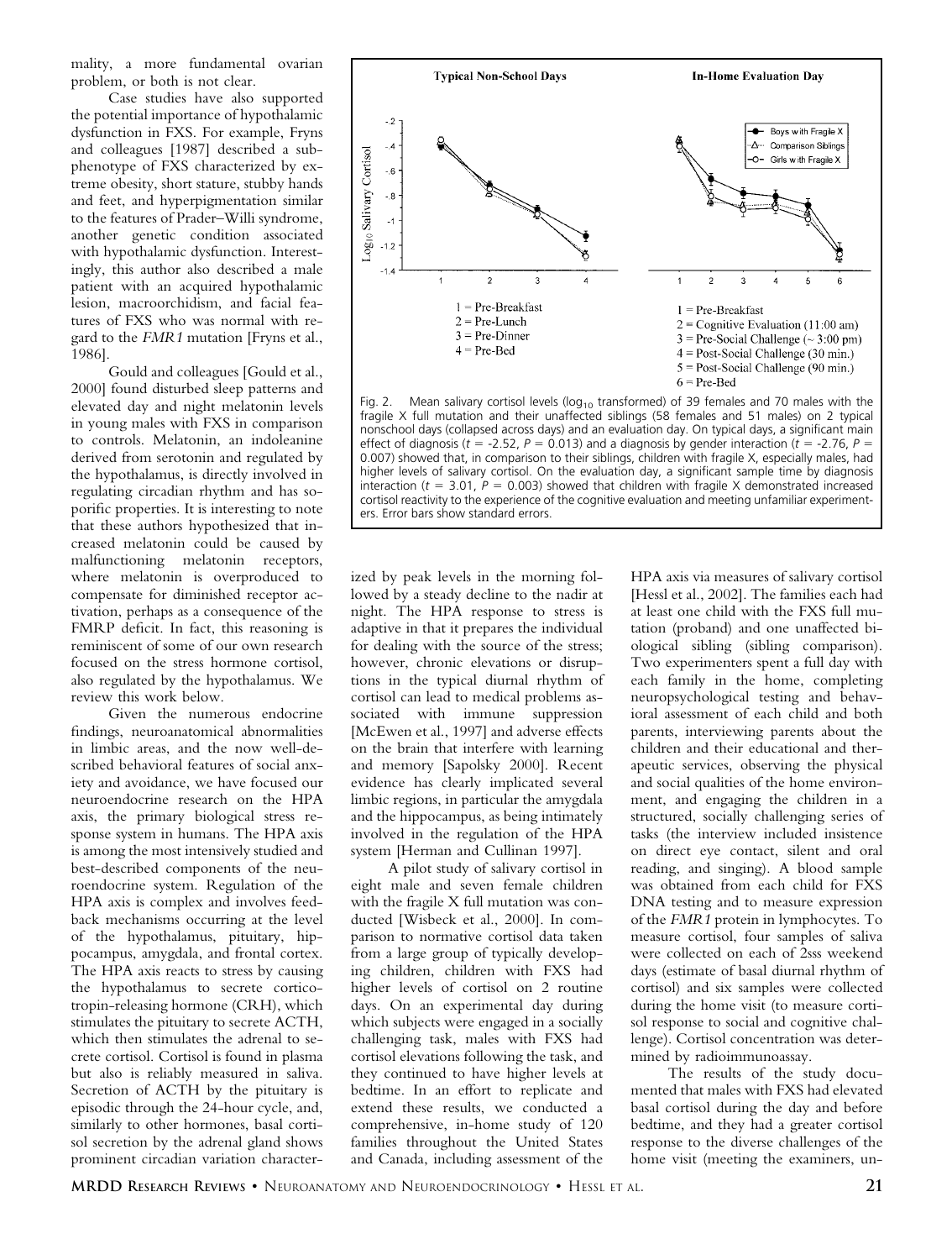mality, a more fundamental ovarian problem, or both is not clear.

Case studies have also supported the potential importance of hypothalamic dysfunction in FXS. For example, Fryns and colleagues [1987] described a subphenotype of FXS characterized by extreme obesity, short stature, stubby hands and feet, and hyperpigmentation similar to the features of Prader–Willi syndrome, another genetic condition associated with hypothalamic dysfunction. Interestingly, this author also described a male patient with an acquired hypothalamic lesion, macroorchidism, and facial features of FXS who was normal with regard to the *FMR1* mutation [Fryns et al., 1986].

Gould and colleagues [Gould et al., 2000] found disturbed sleep patterns and elevated day and night melatonin levels in young males with FXS in comparison to controls. Melatonin, an indoleanine derived from serotonin and regulated by the hypothalamus, is directly involved in regulating circadian rhythm and has soporific properties. It is interesting to note that these authors hypothesized that increased melatonin could be caused by malfunctioning melatonin receptors, where melatonin is overproduced to compensate for diminished receptor activation, perhaps as a consequence of the FMRP deficit. In fact, this reasoning is reminiscent of some of our own research focused on the stress hormone cortisol, also regulated by the hypothalamus. We review this work below.

Given the numerous endocrine findings, neuroanatomical abnormalities in limbic areas, and the now well-described behavioral features of social anxiety and avoidance, we have focused our neuroendocrine research on the HPA axis, the primary biological stress response system in humans. The HPA axis is among the most intensively studied and best-described components of the neuroendocrine system. Regulation of the HPA axis is complex and involves feedback mechanisms occurring at the level of the hypothalamus, pituitary, hippocampus, amygdala, and frontal cortex. The HPA axis reacts to stress by causing the hypothalamus to secrete corticotropin-releasing hormone (CRH), which stimulates the pituitary to secrete ACTH, which then stimulates the adrenal to secrete cortisol. Cortisol is found in plasma but also is reliably measured in saliva. Secretion of ACTH by the pituitary is episodic through the 24-hour cycle, and, similarly to other hormones, basal cortisol secretion by the adrenal gland shows prominent circadian variation characterized by peak levels in the morning followed by a steady decline to the nadir at night. The HPA response to stress is adaptive in that it prepares the individual for dealing with the source of the stress; however, chronic elevations or disruptions in the typical diurnal rhythm of cortisol can lead to medical problems associated with immune suppression [McEwen et al., 1997] and adverse effects on the brain that interfere with learning and memory [Sapolsky 2000]. Recent evidence has clearly implicated several limbic regions, in particular the amygdala and the hippocampus, as being intimately involved in the regulation of the HPA system [Herman and Cullinan 1997].

Typical Non-School Days

In-Home Evaluation Day

$\text{Log}_{10}$ Salivary Cortisol

-.2
-.4
-.6
-.8
-1
-1.2
-1.4

1 2 3 4

1 2 3 4 5 6

Boys with Fragile X
Comparison Siblings
Girls with Fragile X

1 = Pre-Breakfast
2 = Pre-Lunch
3 = Pre-Dinner
4 = Pre-Bed

1 = Pre-Breakfast
2 = Cognitive Evaluation (11:00 am)
3 = Pre-Social Challenge (~ 3:00 pm)
4 = Post-Social Challenge (30 min.)
5 = Post-Social Challenge (90 min.)
6 = Pre-Bed

Fig. 2. Mean salivary cortisol levels ($\log_{10}$ transformed) of 39 females and 70 males with the fragile X full mutation and their unaffected siblings (58 females and 51 males) on 2 typical nonschool days (collapsed across days) and an evaluation day. On typical days, a significant main effect of diagnosis ($t = -2.52$, $P = 0.013$) and a diagnosis by gender interaction ($t = -2.76$, $P = 0.007$) showed that, in comparison to their siblings, children with fragile X, especially males, had higher levels of salivary cortisol. On the evaluation day, a significant sample time by diagnosis interaction ($t = 3.01$, $P = 0.003$) showed that children with fragile X demonstrated increased cortisol reactivity to the experience of the cognitive evaluation and meeting unfamiliar experimenters. Error bars show standard errors.

A pilot study of salivary cortisol in eight male and seven female children with the fragile X full mutation was conducted [Wisbeck et al., 2000]. In comparison to normative cortisol data taken from a large group of typically developing children, children with FXS had higher levels of cortisol on 2 routine days. On an experimental day during which subjects were engaged in a socially challenging task, males with FXS had cortisol elevations following the task, and they continued to have higher levels at bedtime. In an effort to replicate and extend these results, we conducted a comprehensive, in-home study of 120 families throughout the United States and Canada, including assessment of the HPA axis via measures of salivary cortisol [Hessl et al., 2002]. The families each had at least one child with the FXS full mutation (proband) and one unaffected biological sibling (sibling comparison). Two experimenters spent a full day with each family in the home, completing neuropsychological testing and behavioral assessment of each child and both parents, interviewing parents about the children and their educational and therapeutic services, observing the physical and social qualities of the home environment, and engaging the children in a structured, socially challenging series of tasks (the interview included insistence on direct eye contact, silent and oral reading, and singing). A blood sample was obtained from each child for FXS DNA testing and to measure expression of the *FMR1* protein in lymphocytes. To measure cortisol, four samples of saliva were collected on each of 2sss weekend days (estimate of basal diurnal rhythm of cortisol) and six samples were collected during the home visit (to measure cortisol response to social and cognitive challenge). Cortisol concentration was determined by radioimmunoassay.

The results of the study documented that males with FXS had elevated basal cortisol during the day and before bedtime, and they had a greater cortisol response to the diverse challenges of the home visit (meeting the examiners, un-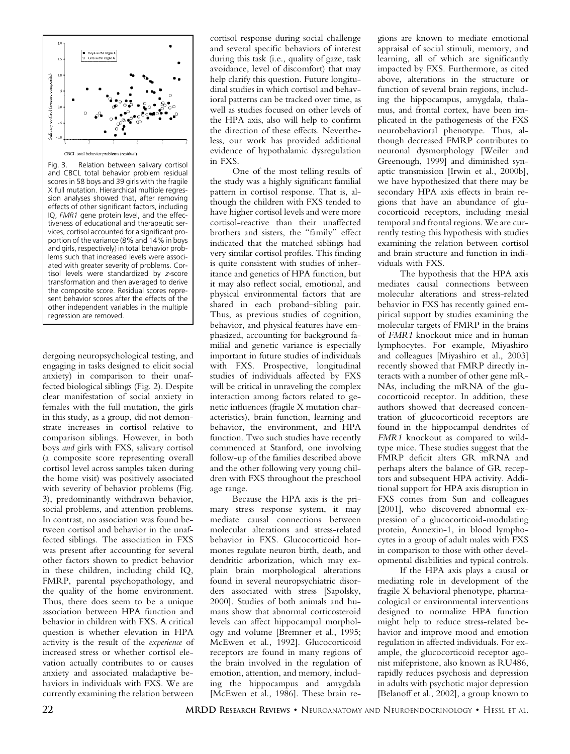Fig. 3. Relation between salivary cortisol and CBCL total behavior problem residual scores in 58 boys and 39 girls with the fragile X full mutation. Hierarchical multiple regression analyses showed that, after removing effects of other significant factors, including IQ, *FMR1* gene protein level, and the effectiveness of educational and therapeutic services, cortisol accounted for a significant proportion of the variance (8% and 14% in boys and girls, respectively) in total behavior problems such that increased levels were associated with greater severity of problems. Cortisol levels were standardized by *z*-score transformation and then averaged to derive the composite score. Residual scores represent behavior scores after the effects of the other independent variables in the multiple regression are removed.

dergoing neuropsychological testing, and engaging in tasks designed to elicit social anxiety) in comparison to their unaffected biological siblings (Fig. 2). Despite clear manifestation of social anxiety in females with the full mutation, the girls in this study, as a group, did not demonstrate increases in cortisol relative to comparison siblings. However, in both boys *and* girls with FXS, salivary cortisol (a composite score representing overall cortisol level across samples taken during the home visit) was positively associated with severity of behavior problems (Fig. 3), predominantly withdrawn behavior, social problems, and attention problems. In contrast, no association was found between cortisol and behavior in the unaffected siblings. The association in FXS was present after accounting for several other factors shown to predict behavior in these children, including child IQ, FMRP, parental psychopathology, and the quality of the home environment. Thus, there does seem to be a unique association between HPA function and behavior in children with FXS. A critical question is whether elevation in HPA activity is the result of the *experience* of increased stress or whether cortisol elevation actually contributes to or causes anxiety and associated maladaptive behaviors in individuals with FXS. We are currently examining the relation between cortisol response during social challenge and several specific behaviors of interest during this task (i.e., quality of gaze, task avoidance, level of discomfort) that may help clarify this question. Future longitudinal studies in which cortisol and behavioral patterns can be tracked over time, as well as studies focused on other levels of the HPA axis, also will help to confirm the direction of these effects. Nevertheless, our work has provided additional evidence of hypothalamic dysregulation in FXS.

One of the most telling results of the study was a highly significant familial pattern in cortisol response. That is, although the children with FXS tended to have higher cortisol levels and were more cortisol-reactive than their unaffected brothers and sisters, the "family" effect indicated that the matched siblings had very similar cortisol profiles. This finding is quite consistent with studies of inheritance and genetics of HPA function, but it may also reflect social, emotional, and physical environmental factors that are shared in each proband–sibling pair. Thus, as previous studies of cognition, behavior, and physical features have emphasized, accounting for background familial and genetic variance is especially important in future studies of individuals with FXS. Prospective, longitudinal studies of individuals affected by FXS will be critical in unraveling the complex interaction among factors related to genetic influences (fragile X mutation characteristics), brain function, learning and behavior, the environment, and HPA function. Two such studies have recently commenced at Stanford, one involving follow-up of the families described above and the other following very young children with FXS throughout the preschool age range.

Because the HPA axis is the primary stress response system, it may mediate causal connections between molecular alterations and stress-related behavior in FXS. Glucocorticoid hormones regulate neuron birth, death, and dendritic arborization, which may explain brain morphological alterations found in several neuropsychiatric disorders associated with stress [Sapolsky, 2000]. Studies of both animals and humans show that abnormal corticosteroid levels can affect hippocampal morphology and volume [Bremner et al., 1995; McEwen et al., 1992]. Glucocorticoid receptors are found in many regions of the brain involved in the regulation of emotion, attention, and memory, including the hippocampus and amygdala [McEwen et al., 1986]. These brain regions are known to mediate emotional appraisal of social stimuli, memory, and learning, all of which are significantly impacted by FXS. Furthermore, as cited above, alterations in the structure or function of several brain regions, including the hippocampus, amygdala, thalamus, and frontal cortex, have been implicated in the pathogenesis of the FXS neurobehavioral phenotype. Thus, although decreased FMRP contributes to neuronal dysmorphology [Weiler and Greenough, 1999] and diminished synaptic transmission [Irwin et al., 2000b], we have hypothesized that there may be secondary HPA axis effects in brain regions that have an abundance of glucocorticoid receptors, including mesial temporal and frontal regions. We are currently testing this hypothesis with studies examining the relation between cortisol and brain structure and function in individuals with FXS.

The hypothesis that the HPA axis mediates causal connections between molecular alterations and stress-related behavior in FXS has recently gained empirical support by studies examining the molecular targets of FMRP in the brains of *FMR1* knockout mice and in human lymphocytes. For example, Miyashiro and colleagues [Miyashiro et al., 2003] recently showed that FMRP directly interacts with a number of other gene mRNAs, including the mRNA of the glucocorticoid receptor. In addition, these authors showed that decreased concentration of glucocorticoid receptors are found in the hippocampal dendrites of *FMR1* knockout as compared to wild-type mice. These studies suggest that the FMRP deficit alters GR mRNA and perhaps alters the balance of GR receptors and subsequent HPA activity. Additional support for HPA axis disruption in FXS comes from Sun and colleagues [2001], who discovered abnormal expression of a glucocorticoid-modulating protein, Annexin-1, in blood lymphocytes in a group of adult males with FXS in comparison to those with other developmental disabilities and typical controls.

If the HPA axis plays a causal or mediating role in development of the fragile X behavioral phenotype, pharmacological or environmental interventions designed to normalize HPA function might help to reduce stress-related behavior and improve mood and emotion regulation in affected individuals. For example, the glucocorticoid receptor agonist mifepristone, also known as RU486, rapidly reduces psychosis and depression in adults with psychotic major depression [Belanoff et al., 2002], a group known to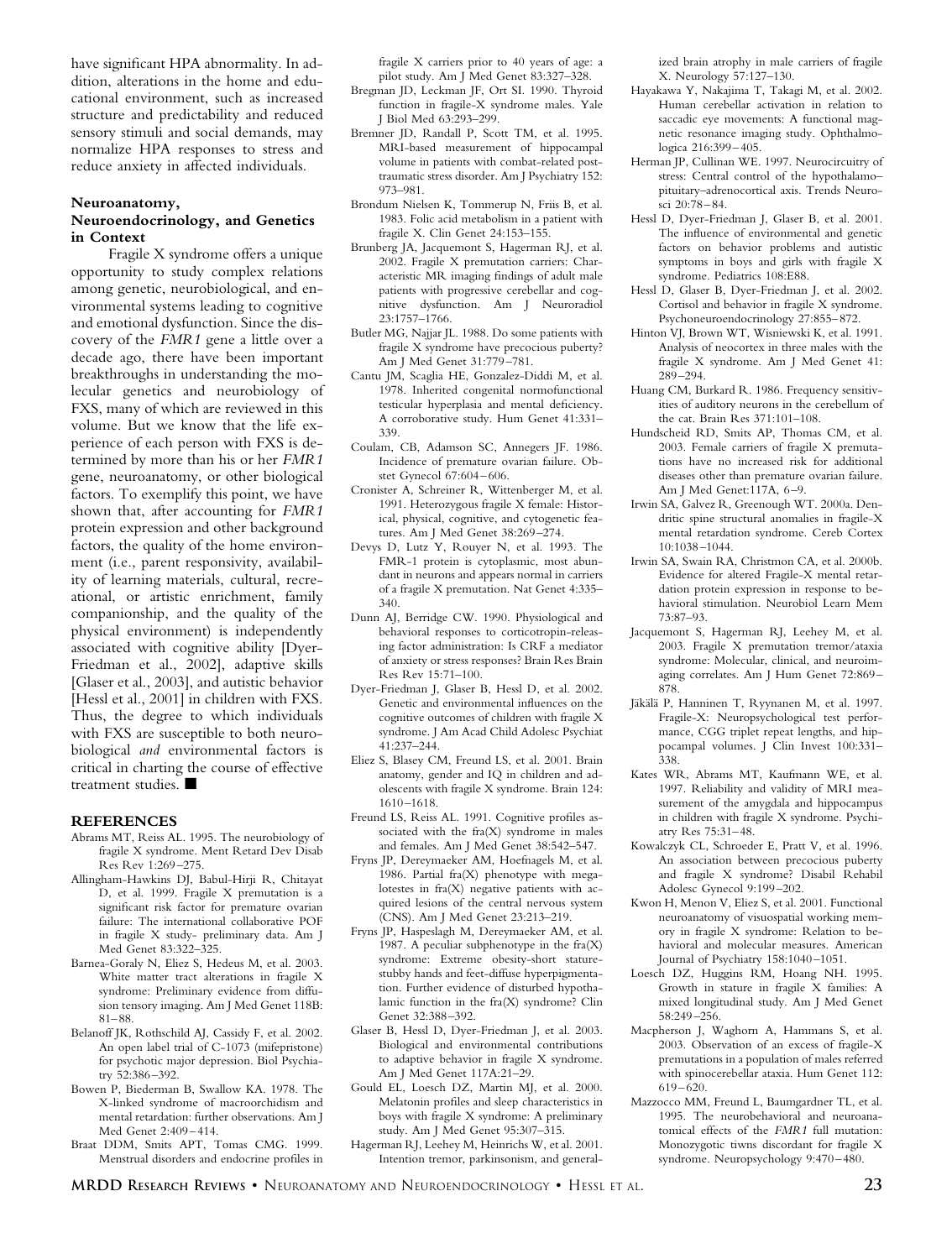have significant HPA abnormality. In addition, alterations in the home and educational environment, such as increased structure and predictability and reduced sensory stimuli and social demands, may normalize HPA responses to stress and reduce anxiety in affected individuals.

### Neuroanatomy, Neuroendocrinology, and Genetics in Context

Fragile X syndrome offers a unique opportunity to study complex relations among genetic, neurobiological, and environmental systems leading to cognitive and emotional dysfunction. Since the discovery of the *FMR1* gene a little over a decade ago, there have been important breakthroughs in understanding the molecular genetics and neurobiology of FXS, many of which are reviewed in this volume. But we know that the life experience of each person with FXS is determined by more than his or her *FMR1* gene, neuroanatomy, or other biological factors. To exemplify this point, we have shown that, after accounting for *FMR1* protein expression and other background factors, the quality of the home environment (i.e., parent responsivity, availability of learning materials, cultural, recreational, or artistic enrichment, family companionship, and the quality of the physical environment) is independently associated with cognitive ability [Dyer-Friedman et al., 2002], adaptive skills [Glaser et al., 2003], and autistic behavior [Hessl et al., 2001] in children with FXS. Thus, the degree to which individuals with FXS are susceptible to both neurobiological *and* environmental factors is critical in charting the course of effective treatment studies. ■

### REFERENCES

Abrams MT, Reiss AL. 1995. The neurobiology of fragile X syndrome. Ment Retard Dev Disab Res Rev 1:269–275.

Allingham-Hawkins DJ, Babul-Hirji R, Chitayat D, et al. 1999. Fragile X premutation is a significant risk factor for premature ovarian failure: The international collaborative POF in fragile X study- preliminary data. Am J Med Genet 83:322–325.

Barnea-Goraly N, Eliez S, Hedeus M, et al. 2003. White matter tract alterations in fragile X syndrome: Preliminary evidence from diffusion tensory imaging. Am J Med Genet 118B: 81–88.

Belanoff JK, Rothschild AJ, Cassidy F, et al. 2002. An open label trial of C-1073 (mifepristone) for psychotic major depression. Biol Psychiatry 52:386–392.

Bowen P, Biederman B, Swallow KA. 1978. The X-linked syndrome of macroorchidism and mental retardation: further observations. Am J Med Genet 2:409–414.

Braat DDM, Smits APT, Tomas CMG. 1999. Menstrual disorders and endocrine profiles in fragile X carriers prior to 40 years of age: a pilot study. Am J Med Genet 83:327–328.

Bregman JD, Leckman JF, Ort SI. 1990. Thyroid function in fragile-X syndrome males. Yale J Biol Med 63:293–299.

Bremner JD, Randall P, Scott TM, et al. 1995. MRI-based measurement of hippocampal volume in patients with combat-related posttraumatic stress disorder. Am J Psychiatry 152: 973–981.

Brondum Nielsen K, Tommerup N, Friis B, et al. 1983. Folic acid metabolism in a patient with fragile X. Clin Genet 24:153–155.

Brunberg JA, Jacquemont S, Hagerman RJ, et al. 2002. Fragile X premutation carriers: Characteristic MR imaging findings of adult male patients with progressive cerebellar and cognitive dysfunction. Am J Neuroradiol 23:1757–1766.

Butler MG, Najjar JL. 1988. Do some patients with fragile X syndrome have precocious puberty? Am J Med Genet 31:779–781.

Cantu JM, Scaglia HE, Gonzalez-Diddi M, et al. 1978. Inherited congenital normofunctional testicular hyperplasia and mental deficiency. A corroborative study. Hum Genet 41:331–339.

Coulam, CB, Adamson SC, Annegers JF. 1986. Incidence of premature ovarian failure. Obstet Gynecol 67:604–606.

Cronister A, Schreiner R, Wittenberger M, et al. 1991. Heterozygous fragile X female: Historical, physical, cognitive, and cytogenetic features. Am J Med Genet 38:269–274.

Devys D, Lutz Y, Rouyer N, et al. 1993. The FMR-1 protein is cytoplasmic, most abundant in neurons and appears normal in carriers of a fragile X premutation. Nat Genet 4:335–340.

Dunn AJ, Berridge CW. 1990. Physiological and behavioral responses to corticotropin-releasing factor administration: Is CRF a mediator of anxiety or stress responses? Brain Res Brain Res Rev 15:71–100.

Dyer-Friedman J, Glaser B, Hessl D, et al. 2002. Genetic and environmental influences on the cognitive outcomes of children with fragile X syndrome. J Am Acad Child Adolesc Psychiat 41:237–244.

Eliez S, Blasey CM, Freund LS, et al. 2001. Brain anatomy, gender and IQ in children and adolescents with fragile X syndrome. Brain 124: 1610–1618.

Freund LS, Reiss AL. 1991. Cognitive profiles associated with the fra(X) syndrome in males and females. Am J Med Genet 38:542–547.

Fryns JP, Dereymaeker AM, Hoefnagels M, et al. 1986. Partial fra(X) phenotype with megalotestes in fra(X) negative patients with acquired lesions of the central nervous system (CNS). Am J Med Genet 23:213–219.

Fryns JP, Haspeslagh M, Dereymaeker AM, et al. 1987. A peculiar subphenotype in the fra(X) syndrome: Extreme obesity-short stature-stubby hands and feet-diffuse hyperpigmentation. Further evidence of disturbed hypothalamic function in the fra(X) syndrome? Clin Genet 32:388–392.

Glaser B, Hessl D, Dyer-Friedman J, et al. 2003. Biological and environmental contributions to adaptive behavior in fragile X syndrome. Am J Med Genet 117A:21–29.

Gould EL, Loesch DZ, Martin MJ, et al. 2000. Melatonin profiles and sleep characteristics in boys with fragile X syndrome: A preliminary study. Am J Med Genet 95:307–315.

Hagerman RJ, Leehey M, Heinrichs W, et al. 2001. Intention tremor, parkinsonism, and generalized brain atrophy in male carriers of fragile X. Neurology 57:127–130.

Hayakawa Y, Nakajima T, Takagi M, et al. 2002. Human cerebellar activation in relation to saccadic eye movements: A functional magnetic resonance imaging study. Ophthalmologica 216:399–405.

Herman JP, Cullinan WE. 1997. Neurocircuitry of stress: Central control of the hypothalamo–pituitary–adrenocortical axis. Trends Neurosci 20:78–84.

Hessl D, Dyer-Friedman J, Glaser B, et al. 2001. The influence of environmental and genetic factors on behavior problems and autistic symptoms in boys and girls with fragile X syndrome. Pediatrics 108:E88.

Hessl D, Glaser B, Dyer-Friedman J, et al. 2002. Cortisol and behavior in fragile X syndrome. Psychoneuroendocrinology 27:855–872.

Hinton VJ, Brown WT, Wisniewski K, et al. 1991. Analysis of neocortex in three males with the fragile X syndrome. Am J Med Genet 41: 289–294.

Huang CM, Burkard R. 1986. Frequency sensitivities of auditory neurons in the cerebellum of the cat. Brain Res 371:101–108.

Hundscheid RD, Smits AP, Thomas CM, et al. 2003. Female carriers of fragile X premutations have no increased risk for additional diseases other than premature ovarian failure. Am J Med Genet:117A, 6–9.

Irwin SA, Galvez R, Greenough WT. 2000a. Dendritic spine structural anomalies in fragile-X mental retardation syndrome. Cereb Cortex 10:1038–1044.

Irwin SA, Swain RA, Christmon CA, et al. 2000b. Evidence for altered Fragile-X mental retardation protein expression in response to behavioral stimulation. Neurobiol Learn Mem 73:87–93.

Jacquemont S, Hagerman RJ, Leehey M, et al. 2003. Fragile X premutation tremor/ataxia syndrome: Molecular, clinical, and neuroimaging correlates. Am J Hum Genet 72:869–878.

Jäkälä P, Hanninen T, Ryynanen M, et al. 1997. Fragile-X: Neuropsychological test performance, CGG triplet repeat lengths, and hippocampal volumes. J Clin Invest 100:331–338.

Kates WR, Abrams MT, Kaufmann WE, et al. 1997. Reliability and validity of MRI measurement of the amygdala and hippocampus in children with fragile X syndrome. Psychiatry Res 75:31–48.

Kowalczyk CL, Schroeder E, Pratt V, et al. 1996. An association between precocious puberty and fragile X syndrome? Disabil Rehabil Adolesc Gynecol 9:199–202.

Kwon H, Menon V, Eliez S, et al. 2001. Functional neuroanatomy of visuospatial working memory in fragile X syndrome: Relation to behavioral and molecular measures. American Journal of Psychiatry 158:1040–1051.

Loesch DZ, Huggins RM, Hoang NH. 1995. Growth in stature in fragile X families: A mixed longitudinal study. Am J Med Genet 58:249–256.

Macpherson J, Waghorn A, Hammans S, et al. 2003. Observation of an excess of fragile-X premutations in a population of males referred with spinocerebellar ataxia. Hum Genet 112: 619–620.

Mazzocco MM, Freund L, Baumgardner TL, et al. 1995. The neurobehavioral and neuroanatomical effects of the *FMR1* full mutation: Monozygotic tiwns discordant for fragile X syndrome. Neuropsychology 9:470–480.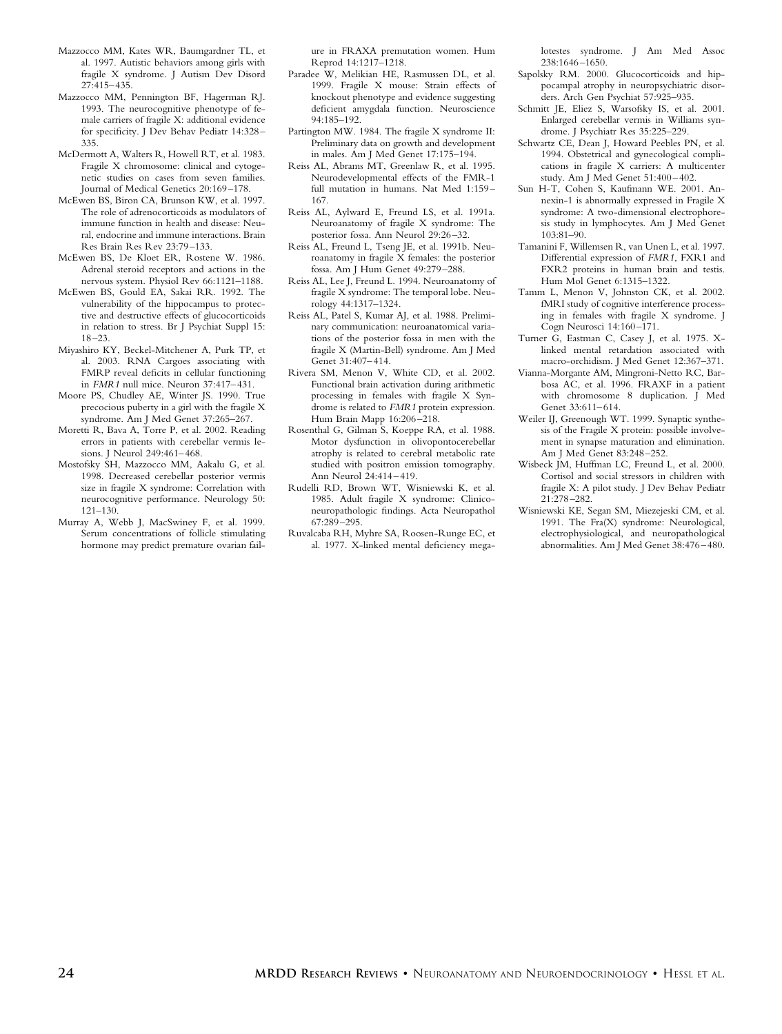Mazzocco MM, Kates WR, Baumgardner TL, et al. 1997. Autistic behaviors among girls with fragile X syndrome. J Autism Dev Disord 27:415–435.

Mazzocco MM, Pennington BF, Hagerman RJ. 1993. The neurocognitive phenotype of female carriers of fragile X: additional evidence for specificity. J Dev Behav Pediatr 14:328–335.

McDermott A, Walters R, Howell RT, et al. 1983. Fragile X chromosome: clinical and cytogenetic studies on cases from seven families. Journal of Medical Genetics 20:169–178.

McEwen BS, Biron CA, Brunson KW, et al. 1997. The role of adrenocorticoids as modulators of immune function in health and disease: Neural, endocrine and immune interactions. Brain Res Brain Res Rev 23:79–133.

McEwen BS, De Kloet ER, Rostene W. 1986. Adrenal steroid receptors and actions in the nervous system. Physiol Rev 66:1121–1188.

McEwen BS, Gould EA, Sakai RR. 1992. The vulnerability of the hippocampus to protective and destructive effects of glucocorticoids in relation to stress. Br J Psychiat Suppl 15: 18–23.

Miyashiro KY, Beckel-Mitchener A, Purk TP, et al. 2003. RNA Cargoes associating with FMRP reveal deficits in cellular functioning in *FMR1* null mice. Neuron 37:417–431.

Moore PS, Chudley AE, Winter JS. 1990. True precocious puberty in a girl with the fragile X syndrome. Am J Med Genet 37:265–267.

Moretti R, Bava A, Torre P, et al. 2002. Reading errors in patients with cerebellar vermis lesions. J Neurol 249:461–468.

Mostofsky SH, Mazzocco MM, Aakalu G, et al. 1998. Decreased cerebellar posterior vermis size in fragile X syndrome: Correlation with neurocognitive performance. Neurology 50: 121–130.

Murray A, Webb J, MacSwiney F, et al. 1999. Serum concentrations of follicle stimulating hormone may predict premature ovarian failure in FRAXA premutation women. Hum Reprod 14:1217–1218.

Paradee W, Melikian HE, Rasmussen DL, et al. 1999. Fragile X mouse: Strain effects of knockout phenotype and evidence suggesting deficient amygdala function. Neuroscience 94:185–192.

Partington MW. 1984. The fragile X syndrome II: Preliminary data on growth and development in males. Am J Med Genet 17:175–194.

Reiss AL, Abrams MT, Greenlaw R, et al. 1995. Neurodevelopmental effects of the FMR-1 full mutation in humans. Nat Med 1:159–167.

Reiss AL, Aylward E, Freund LS, et al. 1991a. Neuroanatomy of fragile X syndrome: The posterior fossa. Ann Neurol 29:26–32.

Reiss AL, Freund L, Tseng JE, et al. 1991b. Neuroanatomy in fragile X females: the posterior fossa. Am J Hum Genet 49:279–288.

Reiss AL, Lee J, Freund L. 1994. Neuroanatomy of fragile X syndrome: The temporal lobe. Neurology 44:1317–1324.

Reiss AL, Patel S, Kumar AJ, et al. 1988. Preliminary communication: neuroanatomical variations of the posterior fossa in men with the fragile X (Martin-Bell) syndrome. Am J Med Genet 31:407–414.

Rivera SM, Menon V, White CD, et al. 2002. Functional brain activation during arithmetic processing in females with fragile X Syndrome is related to *FMR1* protein expression. Hum Brain Mapp 16:206–218.

Rosenthal G, Gilman S, Koeppe RA, et al. 1988. Motor dysfunction in olivopontocerebellar atrophy is related to cerebral metabolic rate studied with positron emission tomography. Ann Neurol 24:414–419.

Rudelli RD, Brown WT, Wisniewski K, et al. 1985. Adult fragile X syndrome: Clinico-neuropathologic findings. Acta Neuropathol 67:289–295.

Ruvalcaba RH, Myhre SA, Roosen-Runge EC, et al. 1977. X-linked mental deficiency megalotestes syndrome. J Am Med Assoc 238:1646–1650.

Sapolsky RM. 2000. Glucocorticoids and hippocampal atrophy in neuropsychiatric disorders. Arch Gen Psychiat 57:925–935.

Schmitt JE, Eliez S, Warsofsky IS, et al. 2001. Enlarged cerebellar vermis in Williams syndrome. J Psychiatr Res 35:225–229.

Schwartz CE, Dean J, Howard Peebles PN, et al. 1994. Obstetrical and gynecological complications in fragile X carriers: A multicenter study. Am J Med Genet 51:400–402.

Sun H-T, Cohen S, Kaufmann WE. 2001. Annexin-1 is abnormally expressed in Fragile X syndrome: A two-dimensional electrophoresis study in lymphocytes. Am J Med Genet 103:81–90.

Tamanini F, Willemsen R, van Unen L, et al. 1997. Differential expression of *FMR1*, FXR1 and FXR2 proteins in human brain and testis. Hum Mol Genet 6:1315–1322.

Tamm L, Menon V, Johnston CK, et al. 2002. fMRI study of cognitive interference processing in females with fragile X syndrome. J Cogn Neurosci 14:160–171.

Turner G, Eastman C, Casey J, et al. 1975. X-linked mental retardation associated with macro-orchidism. J Med Genet 12:367–371.

Vianna-Morgante AM, Mingroni-Netto RC, Barbosa AC, et al. 1996. FRAXF in a patient with chromosome 8 duplication. J Med Genet 33:611–614.

Weiler IJ, Greenough WT. 1999. Synaptic synthesis of the Fragile X protein: possible involvement in synapse maturation and elimination. Am J Med Genet 83:248–252.

Wisbeck JM, Huffman LC, Freund L, et al. 2000. Cortisol and social stressors in children with fragile X: A pilot study. J Dev Behav Pediatr 21:278–282.

Wisniewski KE, Segan SM, Miezejeski CM, et al. 1991. The Fra(X) syndrome: Neurological, electrophysiological, and neuropathological abnormalities. Am J Med Genet 38:476–480.